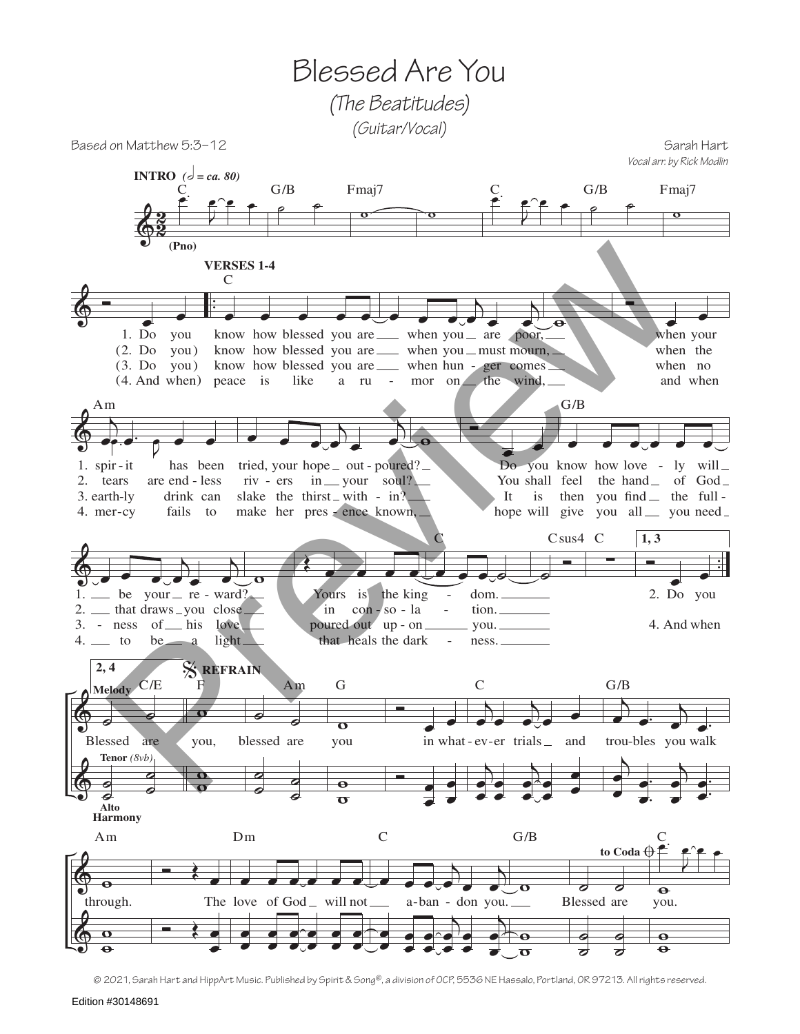# Blessed Are You

*(The Beatitudes)*

*(Guitar/Vocal)*

Based on Matthew 5:3–12

Sarah Hart

*Vocal arr. by Rick Modlin*

**INTRO** (𝅗𝅥 = ca. 80)

C G/B Fmaj7 C G/B Fmaj7

(Pno)

**VERSES 1-4**

C

1. Do you know how blessed you are when you are poor, when your
(2. Do you) know how blessed you are when you must mourn, when the
(3. Do you) know how blessed you are when hun - ger comes when no
(4. And when) peace is like a ru - mor on the wind, and when

Am G/B

1. spir - it has been tried, your hope out - poured? Do you know how love - ly will
2. tears are end - less riv - ers in your soul? You shall feel the hand of God
3. earth-ly drink can slake the thirst with - in? It is then you find the full -
4. mer - cy fails to make her pres - ence known, hope will give you all you need

C Csus4 C 1, 3

1. be your re - ward? Yours is the king - dom. 2. Do you
2. that draws you close in con - so - la - tion.
3. - ness of his love poured out up - on you. 4. And when
4. to be a light that heals the dark - ness.

2, 4

**REFRAIN**

Melody

C/E F Am G C G/B

Blessed are you, blessed are you in what - ev - er trials and trou - bles you walk

Tenor (8vb)

Alto Harmony

Am Dm C G/B C

through. The love of God will not a - ban - don you. Blessed are you.

to Coda

© 2021, Sarah Hart and HippArt Music. Published by Spirit & Song®, a division of OCP, 5536 NE Hassalo, Portland, OR 97213. All rights reserved.

Edition #30148691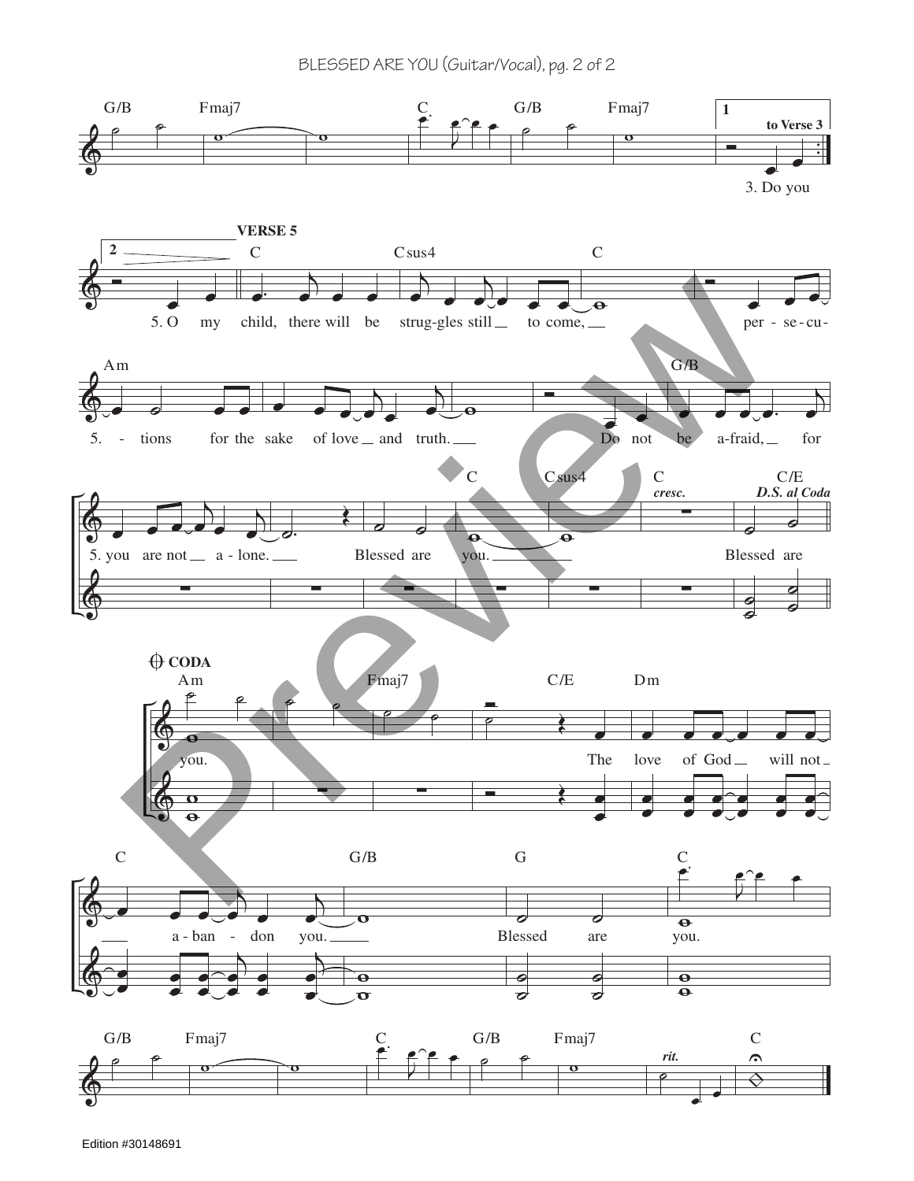G/B Fmaj7 C G/B Fmaj7

**1** to Verse 3

3. Do you

**2**

**VERSE 5**

C Csus4 C

5. O my child, there will be strug-gles still to come, per - se - cu-

Am G/B

5. - tions for the sake of love and truth. Do not be a-fraid, for

C Csus4 C C/E

*cresc.* *D.S. al Coda*

5. you are not a - lone. Blessed are you. Blessed are

**CODA**

Am Fmaj7 C/E Dm

you. The love of God will not

C G/B G C

a - ban - don you. Blessed are you.

G/B Fmaj7 C G/B Fmaj7 C

*rit.*

Edition #30148691